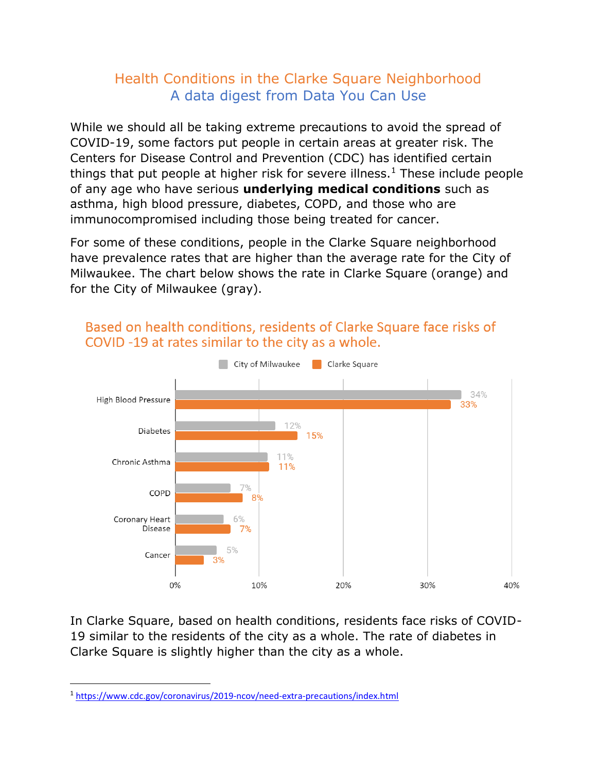# Health Conditions in the Clarke Square Neighborhood

## A data digest from Data You Can Use

While we should all be taking extreme precautions to avoid the spread of COVID-19, some factors put people in certain areas at greater risk. The Centers for Disease Control and Prevention (CDC) has identified certain things that put people at higher risk for severe illness.[1] These include people of any age who have serious **underlying medical conditions** such as asthma, high blood pressure, diabetes, COPD, and those who are immunocompromised including those being treated for cancer.

For some of these conditions, people in the Clarke Square neighborhood have prevalence rates that are higher than the average rate for the City of Milwaukee. The chart below shows the rate in Clarke Square (orange) and for the City of Milwaukee (gray).

### Based on health conditions, residents of Clarke Square face risks of COVID -19 at rates similar to the city as a whole.

| Condition | City of Milwaukee | Clarke Square |
| --- | --- | --- |
| High Blood Pressure | 34% | 33% |
| Diabetes | 12% | 15% |
| Chronic Asthma | 11% | 11% |
| COPD | 7% | 8% |
| Coronary Heart Disease | 6% | 7% |
| Cancer | 5% | 3% |

In Clarke Square, based on health conditions, residents face risks of COVID-19 similar to the residents of the city as a whole. The rate of diabetes in Clarke Square is slightly higher than the city as a whole.

---

[1] https://www.cdc.gov/coronavirus/2019-ncov/need-extra-precautions/index.html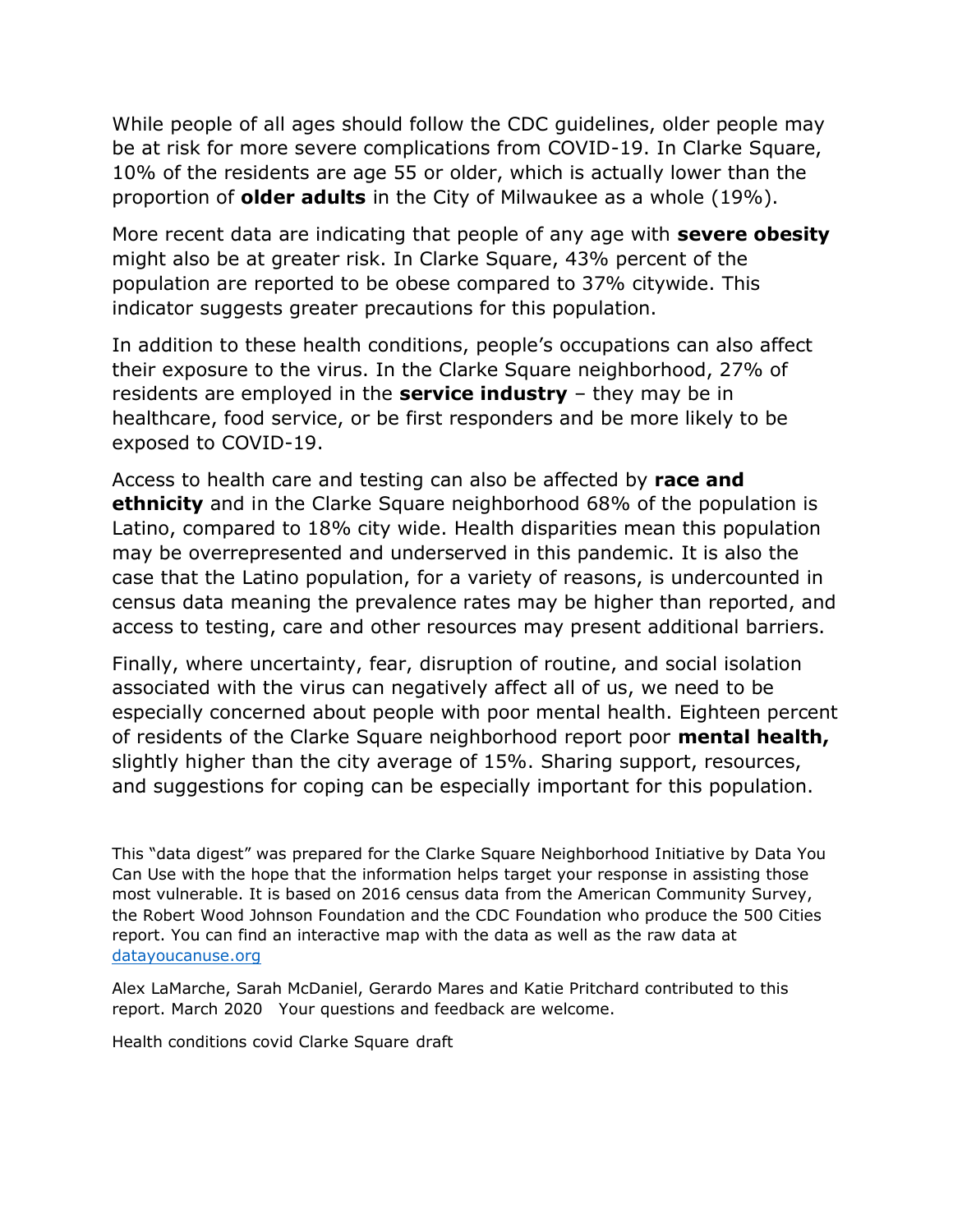While people of all ages should follow the CDC guidelines, older people may be at risk for more severe complications from COVID-19. In Clarke Square, 10% of the residents are age 55 or older, which is actually lower than the proportion of **older adults** in the City of Milwaukee as a whole (19%).

More recent data are indicating that people of any age with **severe obesity** might also be at greater risk. In Clarke Square, 43% percent of the population are reported to be obese compared to 37% citywide. This indicator suggests greater precautions for this population.

In addition to these health conditions, people's occupations can also affect their exposure to the virus. In the Clarke Square neighborhood, 27% of residents are employed in the **service industry** – they may be in healthcare, food service, or be first responders and be more likely to be exposed to COVID-19.

Access to health care and testing can also be affected by **race and ethnicity** and in the Clarke Square neighborhood 68% of the population is Latino, compared to 18% city wide. Health disparities mean this population may be overrepresented and underserved in this pandemic. It is also the case that the Latino population, for a variety of reasons, is undercounted in census data meaning the prevalence rates may be higher than reported, and access to testing, care and other resources may present additional barriers.

Finally, where uncertainty, fear, disruption of routine, and social isolation associated with the virus can negatively affect all of us, we need to be especially concerned about people with poor mental health. Eighteen percent of residents of the Clarke Square neighborhood report poor **mental health,** slightly higher than the city average of 15%. Sharing support, resources, and suggestions for coping can be especially important for this population.

This "data digest" was prepared for the Clarke Square Neighborhood Initiative by Data You Can Use with the hope that the information helps target your response in assisting those most vulnerable. It is based on 2016 census data from the American Community Survey, the Robert Wood Johnson Foundation and the CDC Foundation who produce the 500 Cities report. You can find an interactive map with the data as well as the raw data at [datayoucanuse.org](http://datayoucanuse.org)

Alex LaMarche, Sarah McDaniel, Gerardo Mares and Katie Pritchard contributed to this report. March 2020 Your questions and feedback are welcome.

Health conditions covid Clarke Square draft